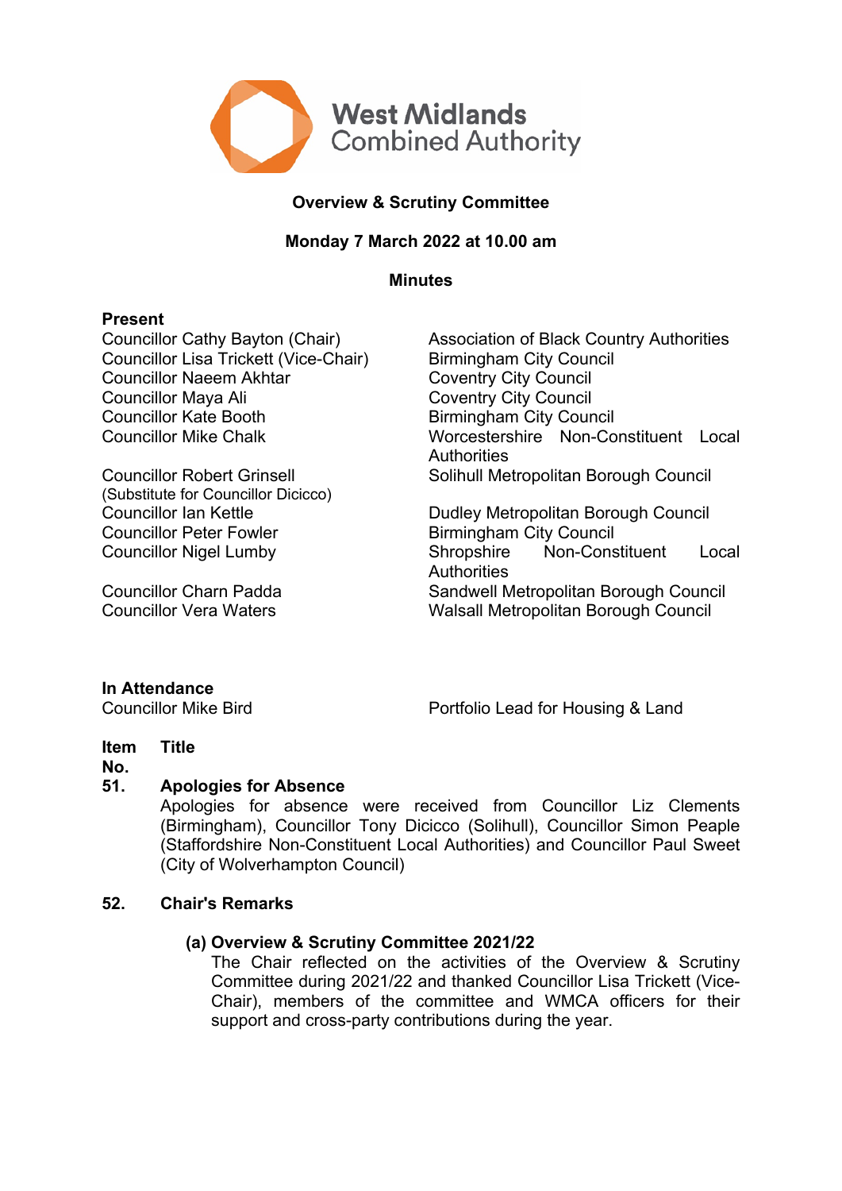# Overview & Scrutiny Committee

**Monday 7 March 2022 at 10.00 am**

**Minutes**

**Present**

| | |
|---|---|
| Councillor Cathy Bayton (Chair) | Association of Black Country Authorities |
| Councillor Lisa Trickett (Vice-Chair) | Birmingham City Council |
| Councillor Naeem Akhtar | Coventry City Council |
| Councillor Maya Ali | Coventry City Council |
| Councillor Kate Booth | Birmingham City Council |
| Councillor Mike Chalk | Worcestershire Non-Constituent Local Authorities |
| Councillor Robert Grinsell (Substitute for Councillor Dicicco) | Solihull Metropolitan Borough Council |
| Councillor Ian Kettle | Dudley Metropolitan Borough Council |
| Councillor Peter Fowler | Birmingham City Council |
| Councillor Nigel Lumby | Shropshire Non-Constituent Local Authorities |
| Councillor Charn Padda | Sandwell Metropolitan Borough Council |
| Councillor Vera Waters | Walsall Metropolitan Borough Council |

**In Attendance**

| | |
|---|---|
| Councillor Mike Bird | Portfolio Lead for Housing & Land |

**Item No. Title**

## 51. Apologies for Absence

Apologies for absence were received from Councillor Liz Clements (Birmingham), Councillor Tony Dicicco (Solihull), Councillor Simon Peaple (Staffordshire Non-Constituent Local Authorities) and Councillor Paul Sweet (City of Wolverhampton Council)

## 52. Chair's Remarks

### (a) Overview & Scrutiny Committee 2021/22

The Chair reflected on the activities of the Overview & Scrutiny Committee during 2021/22 and thanked Councillor Lisa Trickett (Vice-Chair), members of the committee and WMCA officers for their support and cross-party contributions during the year.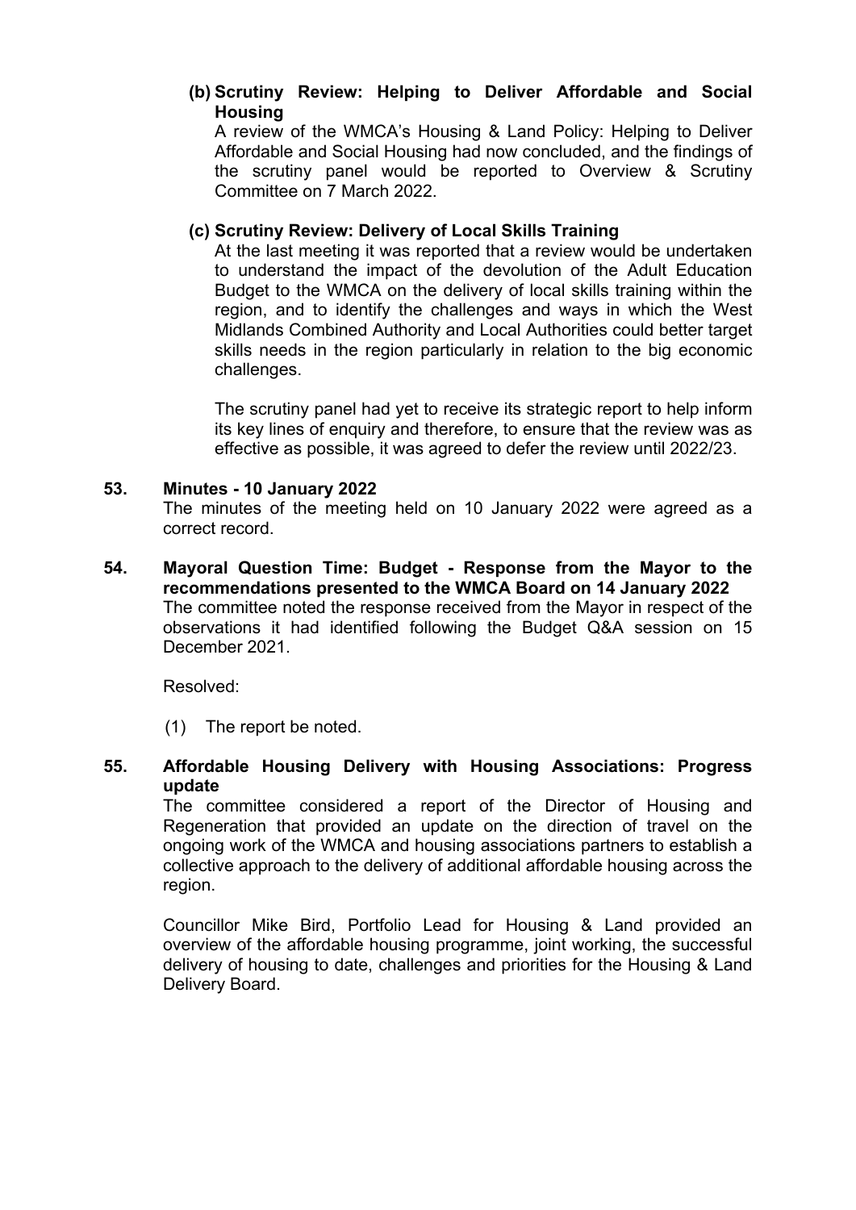**(b) Scrutiny Review: Helping to Deliver Affordable and Social Housing**

A review of the WMCA's Housing & Land Policy: Helping to Deliver Affordable and Social Housing had now concluded, and the findings of the scrutiny panel would be reported to Overview & Scrutiny Committee on 7 March 2022.

**(c) Scrutiny Review: Delivery of Local Skills Training**

At the last meeting it was reported that a review would be undertaken to understand the impact of the devolution of the Adult Education Budget to the WMCA on the delivery of local skills training within the region, and to identify the challenges and ways in which the West Midlands Combined Authority and Local Authorities could better target skills needs in the region particularly in relation to the big economic challenges.

The scrutiny panel had yet to receive its strategic report to help inform its key lines of enquiry and therefore, to ensure that the review was as effective as possible, it was agreed to defer the review until 2022/23.

**53. Minutes - 10 January 2022**

The minutes of the meeting held on 10 January 2022 were agreed as a correct record.

**54. Mayoral Question Time: Budget - Response from the Mayor to the recommendations presented to the WMCA Board on 14 January 2022**

The committee noted the response received from the Mayor in respect of the observations it had identified following the Budget Q&A session on 15 December 2021.

Resolved:

(1) The report be noted.

**55. Affordable Housing Delivery with Housing Associations: Progress update**

The committee considered a report of the Director of Housing and Regeneration that provided an update on the direction of travel on the ongoing work of the WMCA and housing associations partners to establish a collective approach to the delivery of additional affordable housing across the region.

Councillor Mike Bird, Portfolio Lead for Housing & Land provided an overview of the affordable housing programme, joint working, the successful delivery of housing to date, challenges and priorities for the Housing & Land Delivery Board.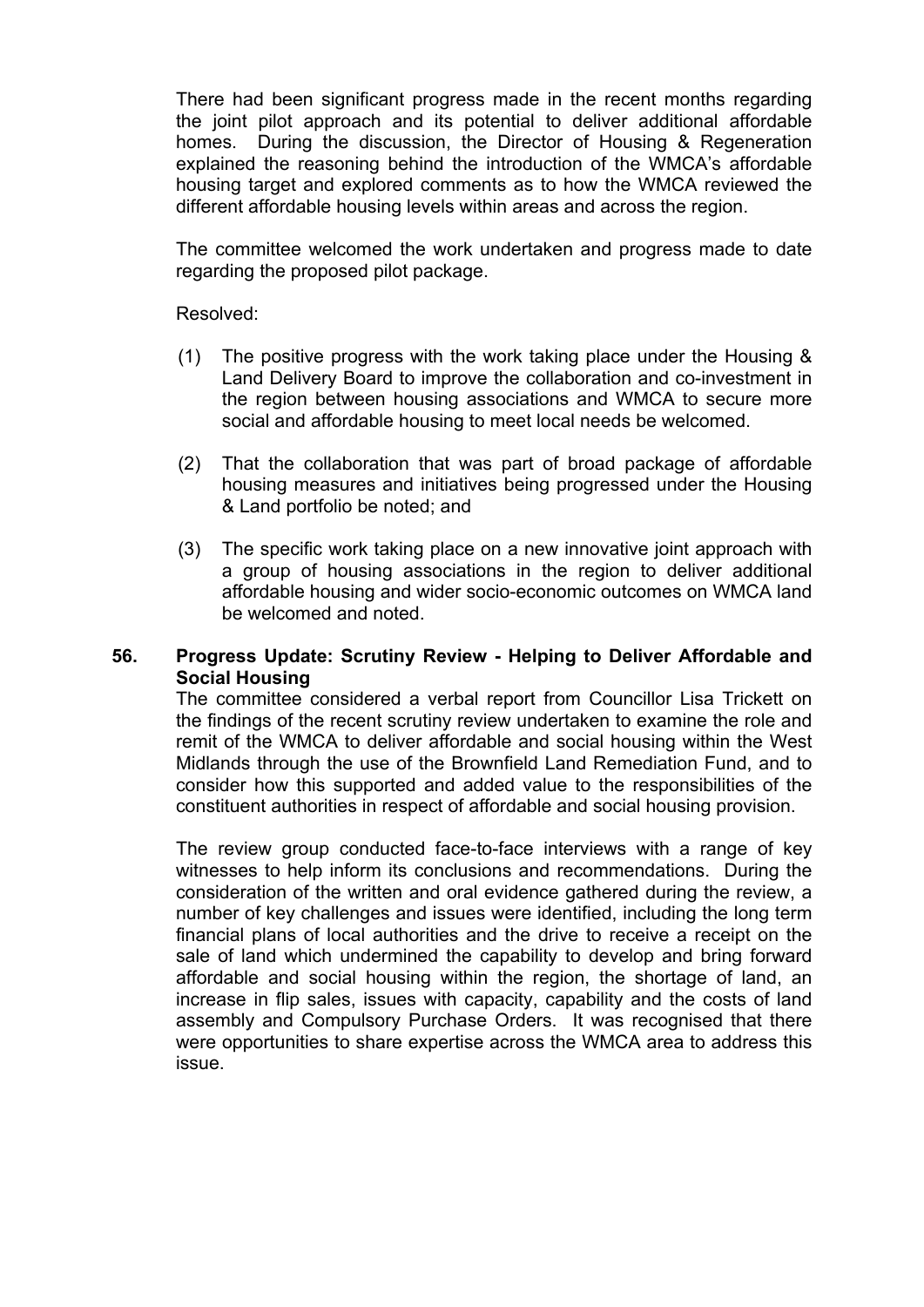There had been significant progress made in the recent months regarding the joint pilot approach and its potential to deliver additional affordable homes. During the discussion, the Director of Housing & Regeneration explained the reasoning behind the introduction of the WMCA's affordable housing target and explored comments as to how the WMCA reviewed the different affordable housing levels within areas and across the region.

The committee welcomed the work undertaken and progress made to date regarding the proposed pilot package.

Resolved:

(1) The positive progress with the work taking place under the Housing & Land Delivery Board to improve the collaboration and co-investment in the region between housing associations and WMCA to secure more social and affordable housing to meet local needs be welcomed.

(2) That the collaboration that was part of broad package of affordable housing measures and initiatives being progressed under the Housing & Land portfolio be noted; and

(3) The specific work taking place on a new innovative joint approach with a group of housing associations in the region to deliver additional affordable housing and wider socio-economic outcomes on WMCA land be welcomed and noted.

**56. Progress Update: Scrutiny Review - Helping to Deliver Affordable and Social Housing**

The committee considered a verbal report from Councillor Lisa Trickett on the findings of the recent scrutiny review undertaken to examine the role and remit of the WMCA to deliver affordable and social housing within the West Midlands through the use of the Brownfield Land Remediation Fund, and to consider how this supported and added value to the responsibilities of the constituent authorities in respect of affordable and social housing provision.

The review group conducted face-to-face interviews with a range of key witnesses to help inform its conclusions and recommendations. During the consideration of the written and oral evidence gathered during the review, a number of key challenges and issues were identified, including the long term financial plans of local authorities and the drive to receive a receipt on the sale of land which undermined the capability to develop and bring forward affordable and social housing within the region, the shortage of land, an increase in flip sales, issues with capacity, capability and the costs of land assembly and Compulsory Purchase Orders. It was recognised that there were opportunities to share expertise across the WMCA area to address this issue.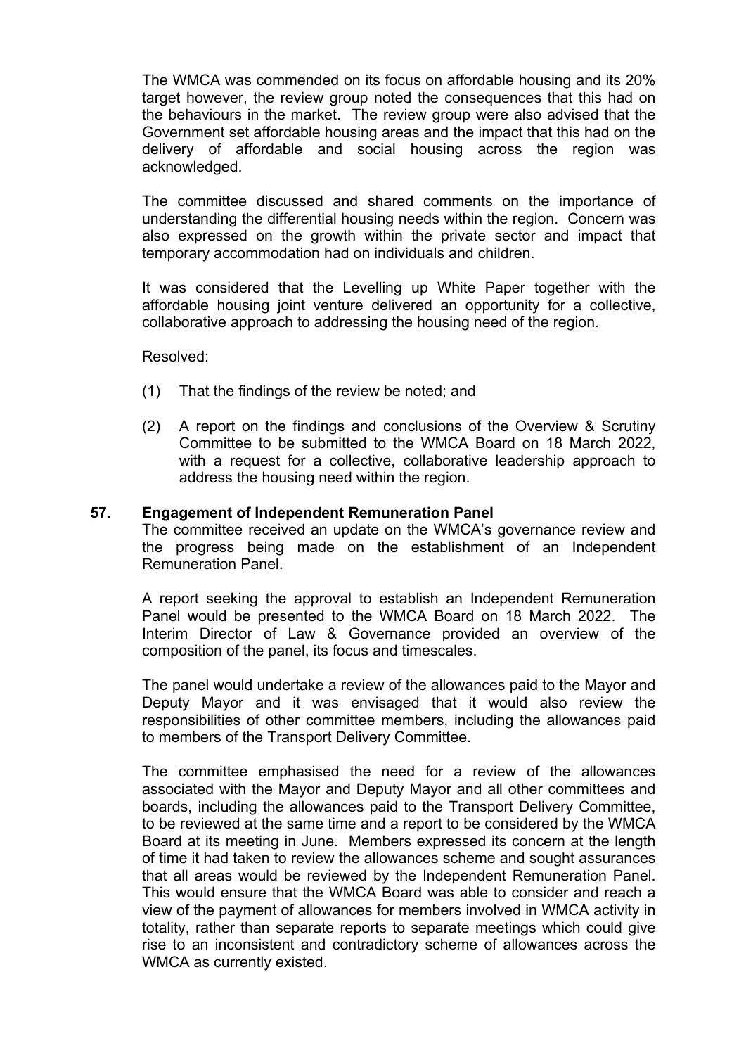The WMCA was commended on its focus on affordable housing and its 20% target however, the review group noted the consequences that this had on the behaviours in the market. The review group were also advised that the Government set affordable housing areas and the impact that this had on the delivery of affordable and social housing across the region was acknowledged.

The committee discussed and shared comments on the importance of understanding the differential housing needs within the region. Concern was also expressed on the growth within the private sector and impact that temporary accommodation had on individuals and children.

It was considered that the Levelling up White Paper together with the affordable housing joint venture delivered an opportunity for a collective, collaborative approach to addressing the housing need of the region.

Resolved:

(1) That the findings of the review be noted; and

(2) A report on the findings and conclusions of the Overview & Scrutiny Committee to be submitted to the WMCA Board on 18 March 2022, with a request for a collective, collaborative leadership approach to address the housing need within the region.

## 57. Engagement of Independent Remuneration Panel

The committee received an update on the WMCA's governance review and the progress being made on the establishment of an Independent Remuneration Panel.

A report seeking the approval to establish an Independent Remuneration Panel would be presented to the WMCA Board on 18 March 2022. The Interim Director of Law & Governance provided an overview of the composition of the panel, its focus and timescales.

The panel would undertake a review of the allowances paid to the Mayor and Deputy Mayor and it was envisaged that it would also review the responsibilities of other committee members, including the allowances paid to members of the Transport Delivery Committee.

The committee emphasised the need for a review of the allowances associated with the Mayor and Deputy Mayor and all other committees and boards, including the allowances paid to the Transport Delivery Committee, to be reviewed at the same time and a report to be considered by the WMCA Board at its meeting in June. Members expressed its concern at the length of time it had taken to review the allowances scheme and sought assurances that all areas would be reviewed by the Independent Remuneration Panel. This would ensure that the WMCA Board was able to consider and reach a view of the payment of allowances for members involved in WMCA activity in totality, rather than separate reports to separate meetings which could give rise to an inconsistent and contradictory scheme of allowances across the WMCA as currently existed.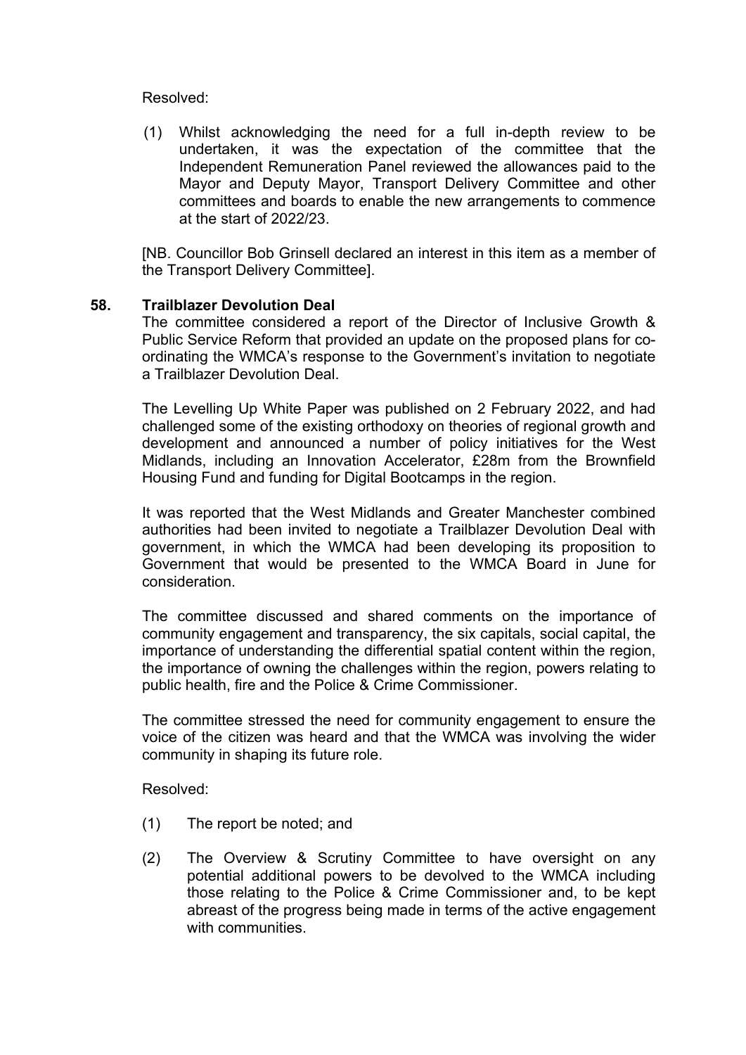Resolved:

(1) Whilst acknowledging the need for a full in-depth review to be undertaken, it was the expectation of the committee that the Independent Remuneration Panel reviewed the allowances paid to the Mayor and Deputy Mayor, Transport Delivery Committee and other committees and boards to enable the new arrangements to commence at the start of 2022/23.

[NB. Councillor Bob Grinsell declared an interest in this item as a member of the Transport Delivery Committee].

## 58. Trailblazer Devolution Deal

The committee considered a report of the Director of Inclusive Growth & Public Service Reform that provided an update on the proposed plans for co-ordinating the WMCA's response to the Government's invitation to negotiate a Trailblazer Devolution Deal.

The Levelling Up White Paper was published on 2 February 2022, and had challenged some of the existing orthodoxy on theories of regional growth and development and announced a number of policy initiatives for the West Midlands, including an Innovation Accelerator, £28m from the Brownfield Housing Fund and funding for Digital Bootcamps in the region.

It was reported that the West Midlands and Greater Manchester combined authorities had been invited to negotiate a Trailblazer Devolution Deal with government, in which the WMCA had been developing its proposition to Government that would be presented to the WMCA Board in June for consideration.

The committee discussed and shared comments on the importance of community engagement and transparency, the six capitals, social capital, the importance of understanding the differential spatial content within the region, the importance of owning the challenges within the region, powers relating to public health, fire and the Police & Crime Commissioner.

The committee stressed the need for community engagement to ensure the voice of the citizen was heard and that the WMCA was involving the wider community in shaping its future role.

Resolved:

(1) The report be noted; and

(2) The Overview & Scrutiny Committee to have oversight on any potential additional powers to be devolved to the WMCA including those relating to the Police & Crime Commissioner and, to be kept abreast of the progress being made in terms of the active engagement with communities.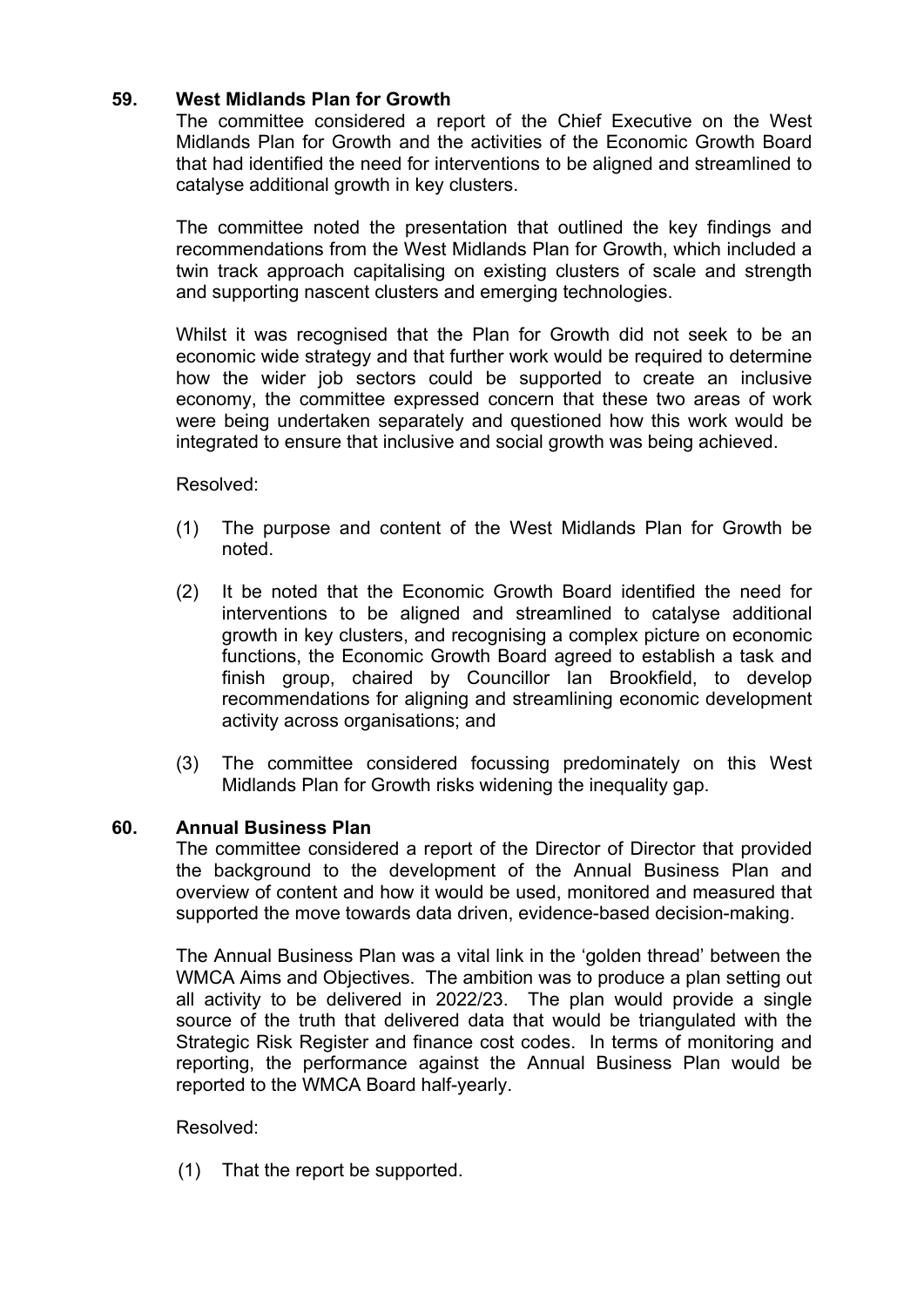**59. West Midlands Plan for Growth**

The committee considered a report of the Chief Executive on the West Midlands Plan for Growth and the activities of the Economic Growth Board that had identified the need for interventions to be aligned and streamlined to catalyse additional growth in key clusters.

The committee noted the presentation that outlined the key findings and recommendations from the West Midlands Plan for Growth, which included a twin track approach capitalising on existing clusters of scale and strength and supporting nascent clusters and emerging technologies.

Whilst it was recognised that the Plan for Growth did not seek to be an economic wide strategy and that further work would be required to determine how the wider job sectors could be supported to create an inclusive economy, the committee expressed concern that these two areas of work were being undertaken separately and questioned how this work would be integrated to ensure that inclusive and social growth was being achieved.

Resolved:

(1) The purpose and content of the West Midlands Plan for Growth be noted.

(2) It be noted that the Economic Growth Board identified the need for interventions to be aligned and streamlined to catalyse additional growth in key clusters, and recognising a complex picture on economic functions, the Economic Growth Board agreed to establish a task and finish group, chaired by Councillor Ian Brookfield, to develop recommendations for aligning and streamlining economic development activity across organisations; and

(3) The committee considered focussing predominately on this West Midlands Plan for Growth risks widening the inequality gap.

**60. Annual Business Plan**

The committee considered a report of the Director of Director that provided the background to the development of the Annual Business Plan and overview of content and how it would be used, monitored and measured that supported the move towards data driven, evidence-based decision-making.

The Annual Business Plan was a vital link in the 'golden thread' between the WMCA Aims and Objectives. The ambition was to produce a plan setting out all activity to be delivered in 2022/23. The plan would provide a single source of the truth that delivered data that would be triangulated with the Strategic Risk Register and finance cost codes. In terms of monitoring and reporting, the performance against the Annual Business Plan would be reported to the WMCA Board half-yearly.

Resolved:

(1) That the report be supported.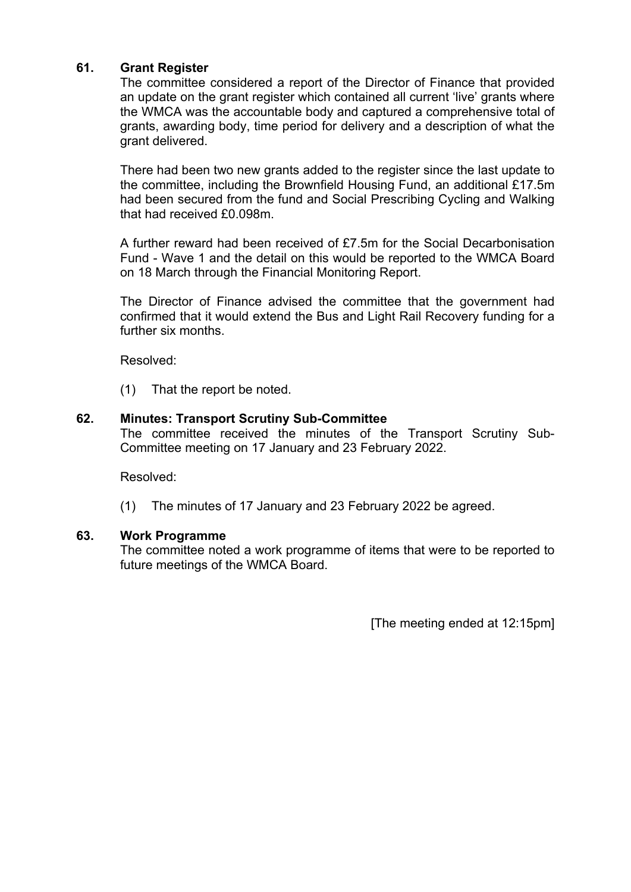### 61. Grant Register

The committee considered a report of the Director of Finance that provided an update on the grant register which contained all current 'live' grants where the WMCA was the accountable body and captured a comprehensive total of grants, awarding body, time period for delivery and a description of what the grant delivered.

There had been two new grants added to the register since the last update to the committee, including the Brownfield Housing Fund, an additional £17.5m had been secured from the fund and Social Prescribing Cycling and Walking that had received £0.098m.

A further reward had been received of £7.5m for the Social Decarbonisation Fund - Wave 1 and the detail on this would be reported to the WMCA Board on 18 March through the Financial Monitoring Report.

The Director of Finance advised the committee that the government had confirmed that it would extend the Bus and Light Rail Recovery funding for a further six months.

Resolved:

(1) That the report be noted.

### 62. Minutes: Transport Scrutiny Sub-Committee

The committee received the minutes of the Transport Scrutiny Sub-Committee meeting on 17 January and 23 February 2022.

Resolved:

(1) The minutes of 17 January and 23 February 2022 be agreed.

### 63. Work Programme

The committee noted a work programme of items that were to be reported to future meetings of the WMCA Board.

[The meeting ended at 12:15pm]